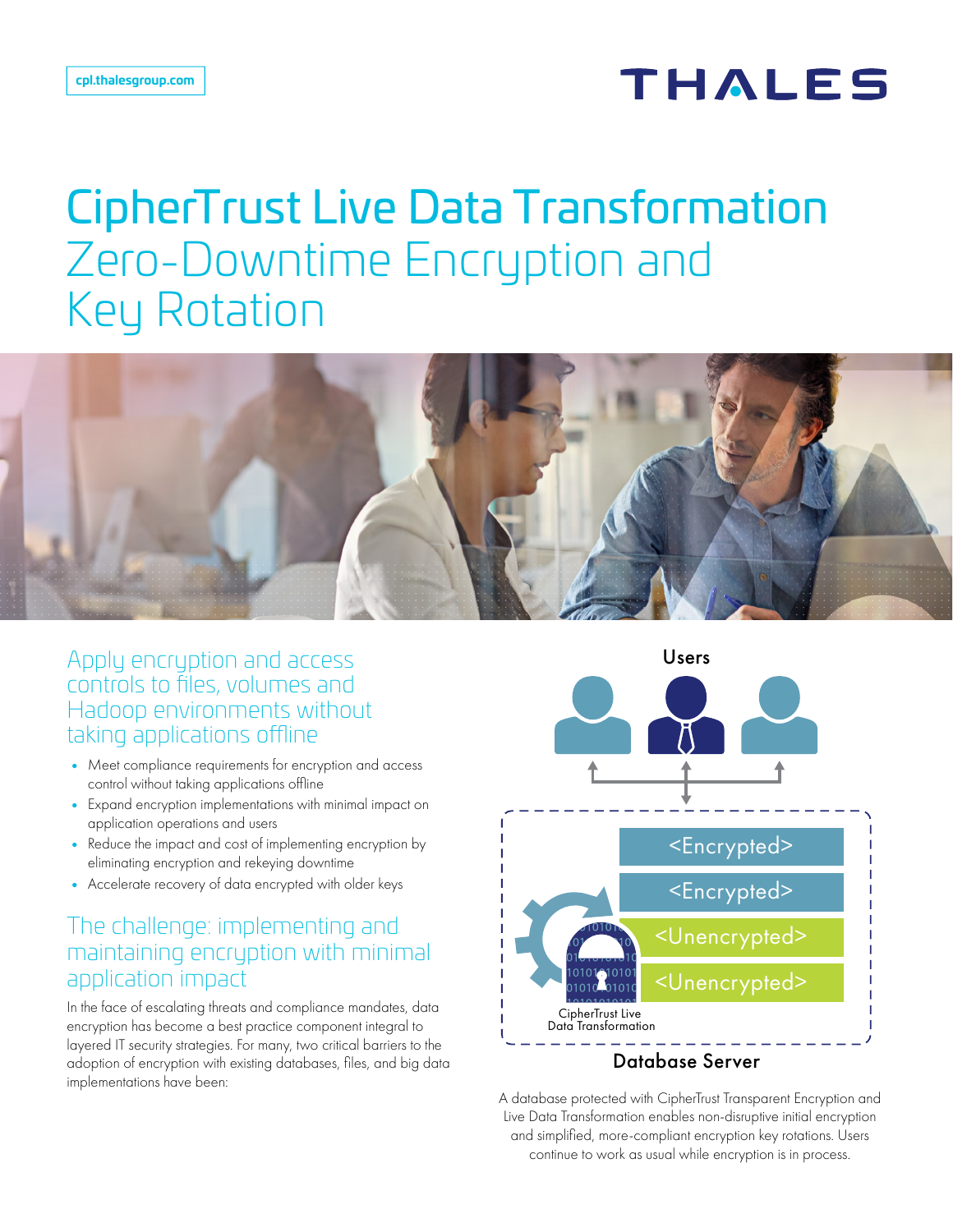# CipherTrust Live Data Transformation

## Zero-Downtime Encryption and Key Rotation

### Apply encryption and access controls to files, volumes and Hadoop environments without taking applications offline

- Meet compliance requirements for encryption and access control without taking applications offline
- Expand encryption implementations with minimal impact on application operations and users
- Reduce the impact and cost of implementing encryption by eliminating encryption and rekeying downtime
- Accelerate recovery of data encrypted with older keys

### The challenge: implementing and maintaining encryption with minimal application impact

In the face of escalating threats and compliance mandates, data encryption has become a best practice component integral to layered IT security strategies. For many, two critical barriers to the adoption of encryption with existing databases, files, and big data implementations have been:

A database protected with CipherTrust Transparent Encryption and Live Data Transformation enables non-disruptive initial encryption and simplified, more-compliant encryption key rotations. Users continue to work as usual while encryption is in process.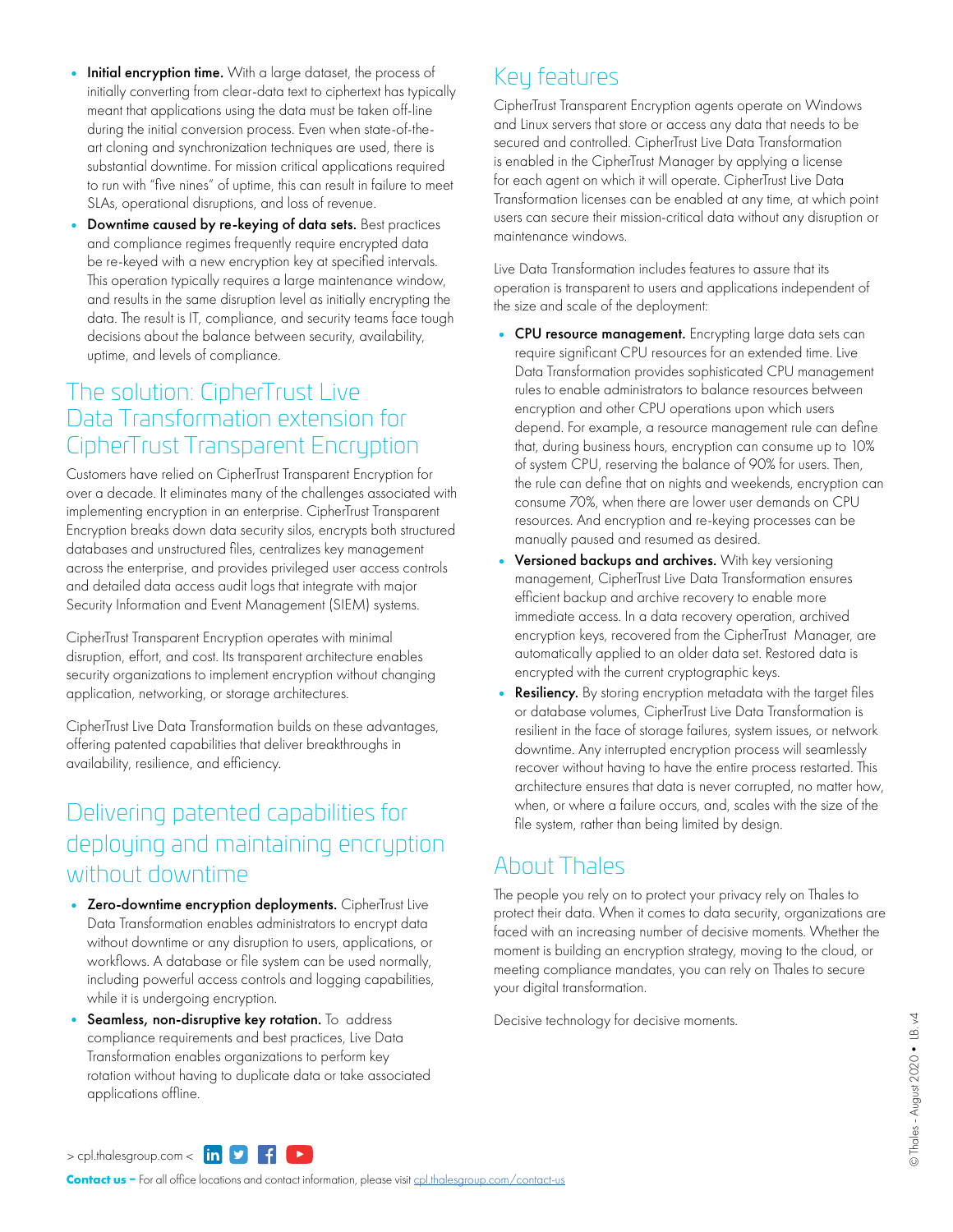- **Initial encryption time.** With a large dataset, the process of initially converting from clear-data text to ciphertext has typically meant that applications using the data must be taken off-line during the initial conversion process. Even when state-of-the-art cloning and synchronization techniques are used, there is substantial downtime. For mission critical applications required to run with "five nines" of uptime, this can result in failure to meet SLAs, operational disruptions, and loss of revenue.
- **Downtime caused by re-keying of data sets.** Best practices and compliance regimes frequently require encrypted data be re-keyed with a new encryption key at specified intervals. This operation typically requires a large maintenance window, and results in the same disruption level as initially encrypting the data. The result is IT, compliance, and security teams face tough decisions about the balance between security, availability, uptime, and levels of compliance.

## The solution: CipherTrust Live Data Transformation extension for CipherTrust Transparent Encryption

Customers have relied on CipherTrust Transparent Encryption for over a decade. It eliminates many of the challenges associated with implementing encryption in an enterprise. CipherTrust Transparent Encryption breaks down data security silos, encrypts both structured databases and unstructured files, centralizes key management across the enterprise, and provides privileged user access controls and detailed data access audit logs that integrate with major Security Information and Event Management (SIEM) systems.

CipherTrust Transparent Encryption operates with minimal disruption, effort, and cost. Its transparent architecture enables security organizations to implement encryption without changing application, networking, or storage architectures.

CipherTrust Live Data Transformation builds on these advantages, offering patented capabilities that deliver breakthroughs in availability, resilience, and efficiency.

## Delivering patented capabilities for deploying and maintaining encryption without downtime

- **Zero-downtime encryption deployments.** CipherTrust Live Data Transformation enables administrators to encrypt data without downtime or any disruption to users, applications, or workflows. A database or file system can be used normally, including powerful access controls and logging capabilities, while it is undergoing encryption.
- **Seamless, non-disruptive key rotation.** To address compliance requirements and best practices, Live Data Transformation enables organizations to perform key rotation without having to duplicate data or take associated applications offline.

## Key features

CipherTrust Transparent Encryption agents operate on Windows and Linux servers that store or access any data that needs to be secured and controlled. CipherTrust Live Data Transformation is enabled in the CipherTrust Manager by applying a license for each agent on which it will operate. CipherTrust Live Data Transformation licenses can be enabled at any time, at which point users can secure their mission-critical data without any disruption or maintenance windows.

Live Data Transformation includes features to assure that its operation is transparent to users and applications independent of the size and scale of the deployment:

- **CPU resource management.** Encrypting large data sets can require significant CPU resources for an extended time. Live Data Transformation provides sophisticated CPU management rules to enable administrators to balance resources between encryption and other CPU operations upon which users depend. For example, a resource management rule can define that, during business hours, encryption can consume up to 10% of system CPU, reserving the balance of 90% for users. Then, the rule can define that on nights and weekends, encryption can consume 70%, when there are lower user demands on CPU resources. And encryption and re-keying processes can be manually paused and resumed as desired.
- **Versioned backups and archives.** With key versioning management, CipherTrust Live Data Transformation ensures efficient backup and archive recovery to enable more immediate access. In a data recovery operation, archived encryption keys, recovered from the CipherTrust Manager, are automatically applied to an older data set. Restored data is encrypted with the current cryptographic keys.
- **Resiliency.** By storing encryption metadata with the target files or database volumes, CipherTrust Live Data Transformation is resilient in the face of storage failures, system issues, or network downtime. Any interrupted encryption process will seamlessly recover without having to have the entire process restarted. This architecture ensures that data is never corrupted, no matter how, when, or where a failure occurs, and, scales with the size of the file system, rather than being limited by design.

## About Thales

The people you rely on to protect your privacy rely on Thales to protect their data. When it comes to data security, organizations are faced with an increasing number of decisive moments. Whether the moment is building an encryption strategy, moving to the cloud, or meeting compliance mandates, you can rely on Thales to secure your digital transformation.

Decisive technology for decisive moments.

> cpl.thalesgroup.com <

**Contact us** – For all office locations and contact information, please visit cpl.thalesgroup.com/contact-us

© Thales - August 2020 • LB, v4